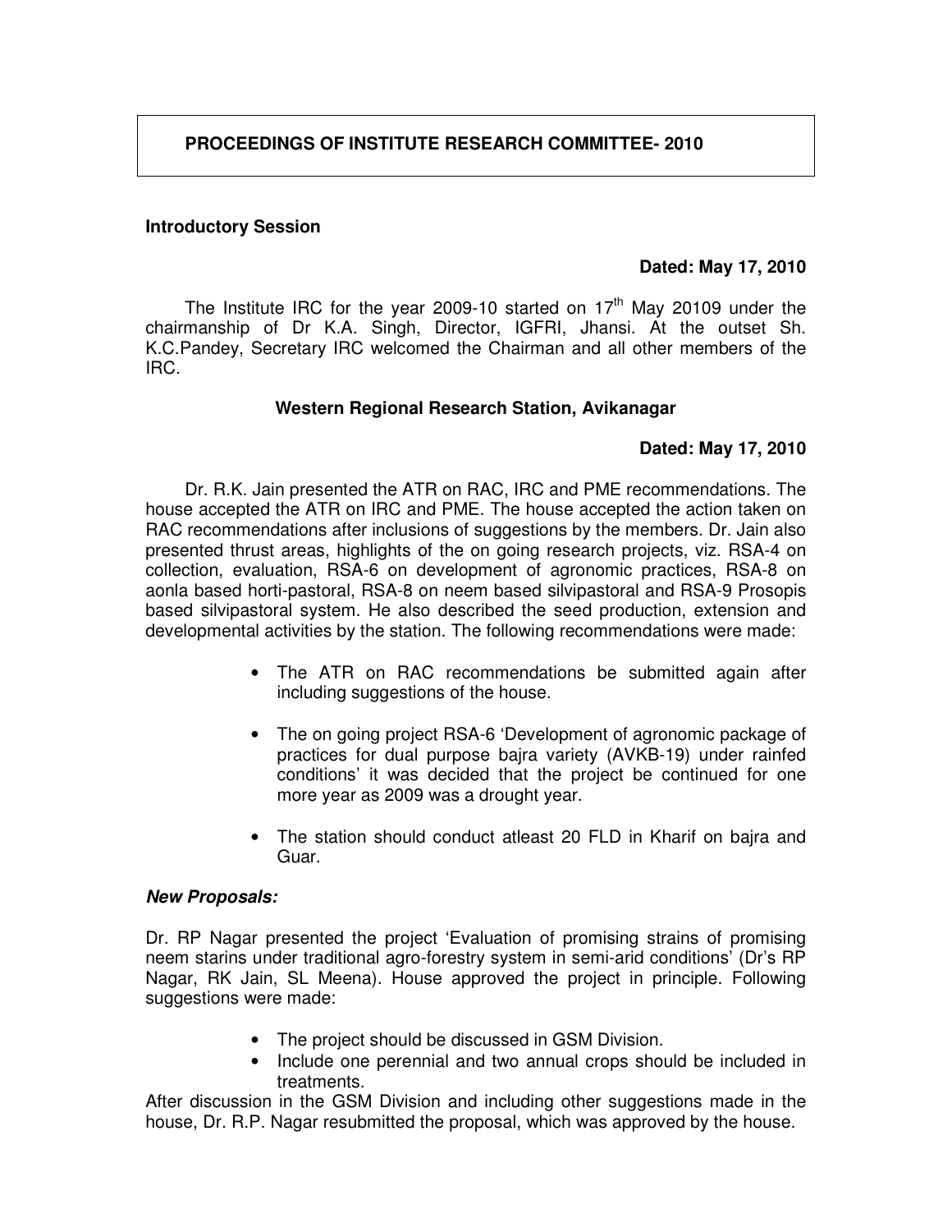# PROCEEDINGS OF INSTITUTE RESEARCH COMMITTEE- 2010

**Introductory Session**

**Dated: May 17, 2010**

The Institute IRC for the year 2009-10 started on 17th May 20109 under the chairmanship of Dr K.A. Singh, Director, IGFRI, Jhansi. At the outset Sh. K.C.Pandey, Secretary IRC welcomed the Chairman and all other members of the IRC.

**Western Regional Research Station, Avikanagar**

**Dated: May 17, 2010**

Dr. R.K. Jain presented the ATR on RAC, IRC and PME recommendations. The house accepted the ATR on IRC and PME. The house accepted the action taken on RAC recommendations after inclusions of suggestions by the members. Dr. Jain also presented thrust areas, highlights of the on going research projects, viz. RSA-4 on collection, evaluation, RSA-6 on development of agronomic practices, RSA-8 on aonla based horti-pastoral, RSA-8 on neem based silvipastoral and RSA-9 Prosopis based silvipastoral system. He also described the seed production, extension and developmental activities by the station. The following recommendations were made:

- The ATR on RAC recommendations be submitted again after including suggestions of the house.
- The on going project RSA-6 'Development of agronomic package of practices for dual purpose bajra variety (AVKB-19) under rainfed conditions' it was decided that the project be continued for one more year as 2009 was a drought year.
- The station should conduct atleast 20 FLD in Kharif on bajra and Guar.

***New Proposals:***

Dr. RP Nagar presented the project 'Evaluation of promising strains of promising neem starins under traditional agro-forestry system in semi-arid conditions' (Dr's RP Nagar, RK Jain, SL Meena). House approved the project in principle. Following suggestions were made:

- The project should be discussed in GSM Division.
- Include one perennial and two annual crops should be included in treatments.

After discussion in the GSM Division and including other suggestions made in the house, Dr. R.P. Nagar resubmitted the proposal, which was approved by the house.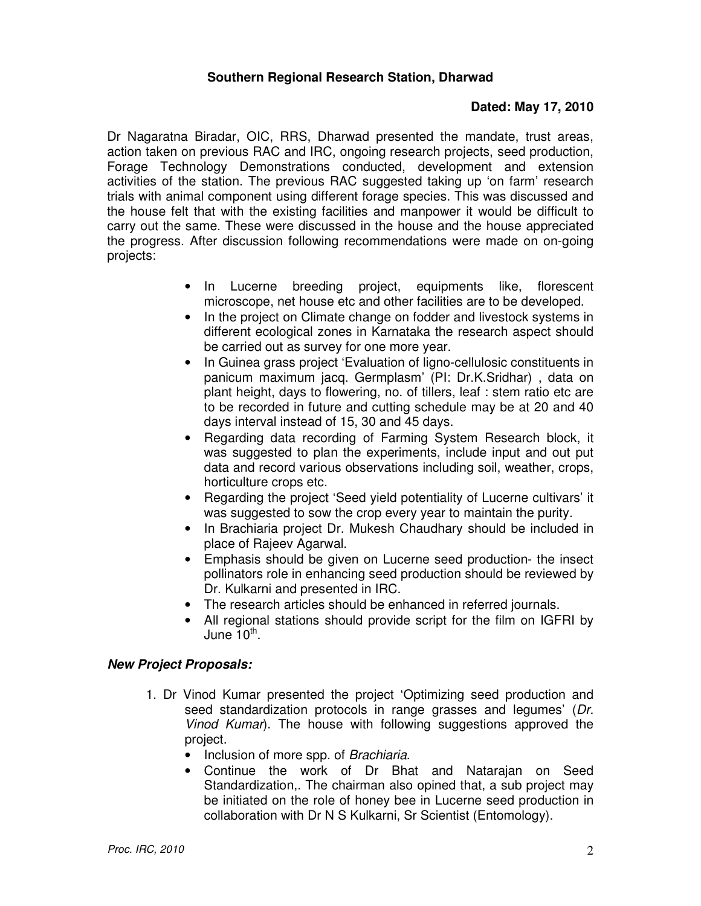**Southern Regional Research Station, Dharwad**

**Dated: May 17, 2010**

Dr Nagaratna Biradar, OIC, RRS, Dharwad presented the mandate, trust areas, action taken on previous RAC and IRC, ongoing research projects, seed production, Forage Technology Demonstrations conducted, development and extension activities of the station. The previous RAC suggested taking up 'on farm' research trials with animal component using different forage species. This was discussed and the house felt that with the existing facilities and manpower it would be difficult to carry out the same. These were discussed in the house and the house appreciated the progress. After discussion following recommendations were made on on-going projects:

- In Lucerne breeding project, equipments like, florescent microscope, net house etc and other facilities are to be developed.
- In the project on Climate change on fodder and livestock systems in different ecological zones in Karnataka the research aspect should be carried out as survey for one more year.
- In Guinea grass project 'Evaluation of ligno-cellulosic constituents in panicum maximum jacq. Germplasm' (PI: Dr.K.Sridhar) , data on plant height, days to flowering, no. of tillers, leaf : stem ratio etc are to be recorded in future and cutting schedule may be at 20 and 40 days interval instead of 15, 30 and 45 days.
- Regarding data recording of Farming System Research block, it was suggested to plan the experiments, include input and out put data and record various observations including soil, weather, crops, horticulture crops etc.
- Regarding the project 'Seed yield potentiality of Lucerne cultivars' it was suggested to sow the crop every year to maintain the purity.
- In Brachiaria project Dr. Mukesh Chaudhary should be included in place of Rajeev Agarwal.
- Emphasis should be given on Lucerne seed production- the insect pollinators role in enhancing seed production should be reviewed by Dr. Kulkarni and presented in IRC.
- The research articles should be enhanced in referred journals.
- All regional stations should provide script for the film on IGFRI by June 10th.

***New Project Proposals:***

1. Dr Vinod Kumar presented the project 'Optimizing seed production and seed standardization protocols in range grasses and legumes' (*Dr. Vinod Kumar*). The house with following suggestions approved the project.
   - Inclusion of more spp. of *Brachiaria*.
   - Continue the work of Dr Bhat and Natarajan on Seed Standardization,. The chairman also opined that, a sub project may be initiated on the role of honey bee in Lucerne seed production in collaboration with Dr N S Kulkarni, Sr Scientist (Entomology).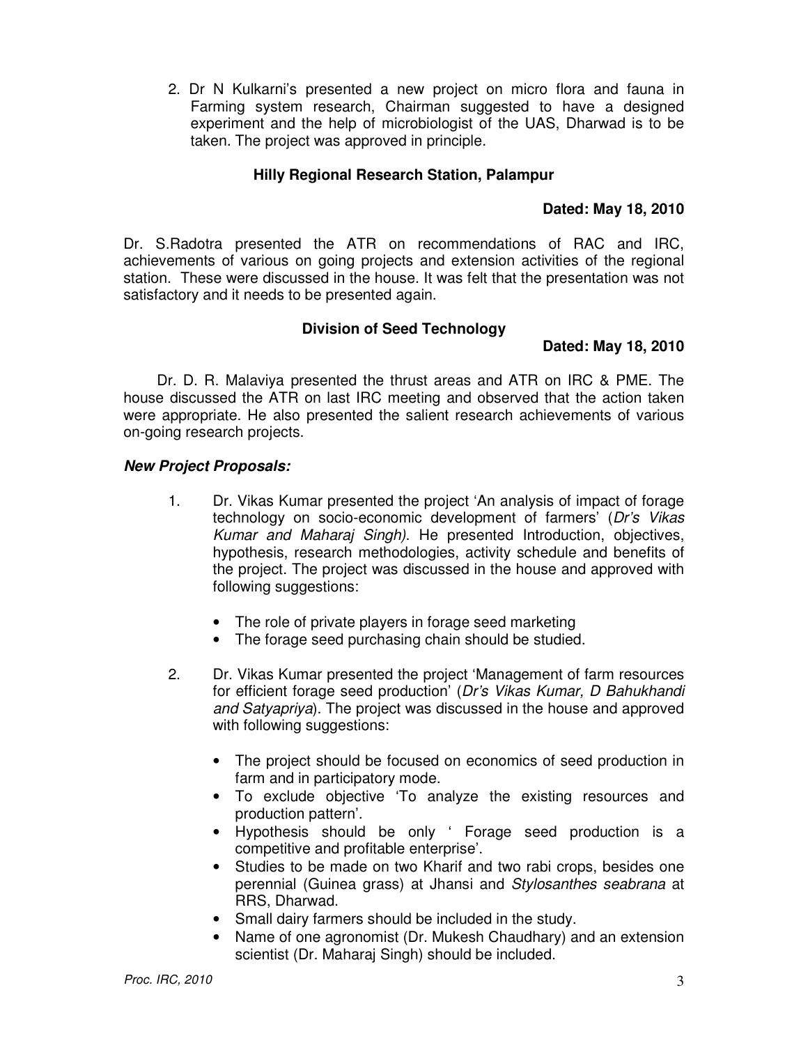2. Dr N Kulkarni's presented a new project on micro flora and fauna in Farming system research, Chairman suggested to have a designed experiment and the help of microbiologist of the UAS, Dharwad is to be taken. The project was approved in principle.

### Hilly Regional Research Station, Palampur

**Dated: May 18, 2010**

Dr. S.Radotra presented the ATR on recommendations of RAC and IRC, achievements of various on going projects and extension activities of the regional station. These were discussed in the house. It was felt that the presentation was not satisfactory and it needs to be presented again.

### Division of Seed Technology

**Dated: May 18, 2010**

Dr. D. R. Malaviya presented the thrust areas and ATR on IRC & PME. The house discussed the ATR on last IRC meeting and observed that the action taken were appropriate. He also presented the salient research achievements of various on-going research projects.

***New Project Proposals:***

1. Dr. Vikas Kumar presented the project 'An analysis of impact of forage technology on socio-economic development of farmers' (*Dr's Vikas Kumar and Maharaj Singh)*. He presented Introduction, objectives, hypothesis, research methodologies, activity schedule and benefits of the project. The project was discussed in the house and approved with following suggestions:

   - The role of private players in forage seed marketing
   - The forage seed purchasing chain should be studied.

2. Dr. Vikas Kumar presented the project 'Management of farm resources for efficient forage seed production' (*Dr's Vikas Kumar, D Bahukhandi and Satyapriya*). The project was discussed in the house and approved with following suggestions:

   - The project should be focused on economics of seed production in farm and in participatory mode.
   - To exclude objective 'To analyze the existing resources and production pattern'.
   - Hypothesis should be only ' Forage seed production is a competitive and profitable enterprise'.
   - Studies to be made on two Kharif and two rabi crops, besides one perennial (Guinea grass) at Jhansi and *Stylosanthes seabrana* at RRS, Dharwad.
   - Small dairy farmers should be included in the study.
   - Name of one agronomist (Dr. Mukesh Chaudhary) and an extension scientist (Dr. Maharaj Singh) should be included.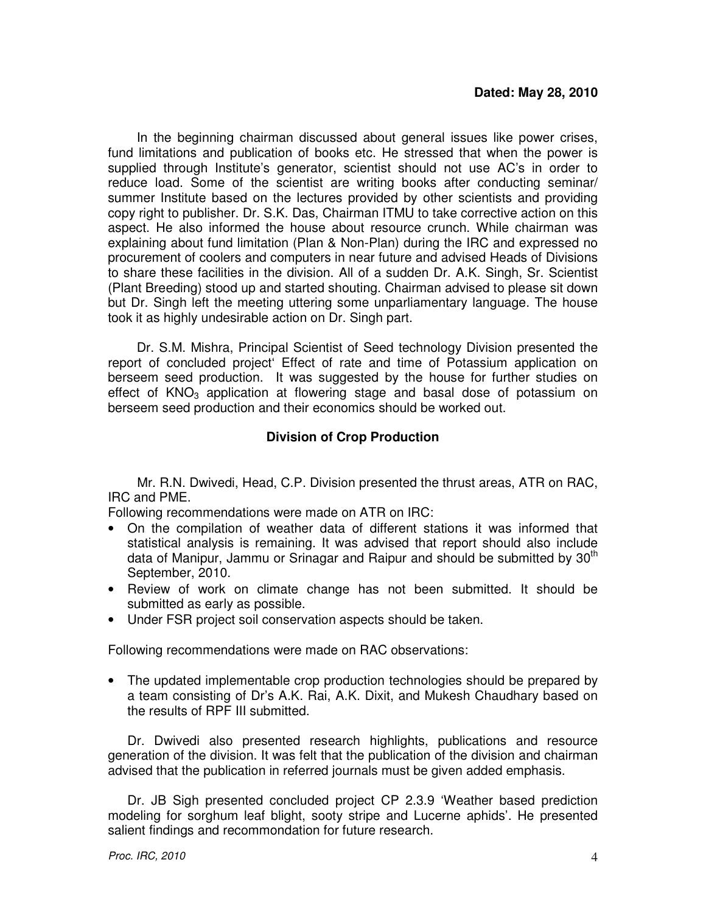**Dated: May 28, 2010**

In the beginning chairman discussed about general issues like power crises, fund limitations and publication of books etc. He stressed that when the power is supplied through Institute's generator, scientist should not use AC's in order to reduce load. Some of the scientist are writing books after conducting seminar/ summer Institute based on the lectures provided by other scientists and providing copy right to publisher. Dr. S.K. Das, Chairman ITMU to take corrective action on this aspect. He also informed the house about resource crunch. While chairman was explaining about fund limitation (Plan & Non-Plan) during the IRC and expressed no procurement of coolers and computers in near future and advised Heads of Divisions to share these facilities in the division. All of a sudden Dr. A.K. Singh, Sr. Scientist (Plant Breeding) stood up and started shouting. Chairman advised to please sit down but Dr. Singh left the meeting uttering some unparliamentary language. The house took it as highly undesirable action on Dr. Singh part.

Dr. S.M. Mishra, Principal Scientist of Seed technology Division presented the report of concluded project' Effect of rate and time of Potassium application on berseem seed production. It was suggested by the house for further studies on effect of $KNO_3$ application at flowering stage and basal dose of potassium on berseem seed production and their economics should be worked out.

**Division of Crop Production**

Mr. R.N. Dwivedi, Head, C.P. Division presented the thrust areas, ATR on RAC, IRC and PME.

Following recommendations were made on ATR on IRC:

- On the compilation of weather data of different stations it was informed that statistical analysis is remaining. It was advised that report should also include data of Manipur, Jammu or Srinagar and Raipur and should be submitted by 30th September, 2010.
- Review of work on climate change has not been submitted. It should be submitted as early as possible.
- Under FSR project soil conservation aspects should be taken.

Following recommendations were made on RAC observations:

- The updated implementable crop production technologies should be prepared by a team consisting of Dr's A.K. Rai, A.K. Dixit, and Mukesh Chaudhary based on the results of RPF III submitted.

Dr. Dwivedi also presented research highlights, publications and resource generation of the division. It was felt that the publication of the division and chairman advised that the publication in referred journals must be given added emphasis.

Dr. JB Sigh presented concluded project CP 2.3.9 'Weather based prediction modeling for sorghum leaf blight, sooty stripe and Lucerne aphids'. He presented salient findings and recommondation for future research.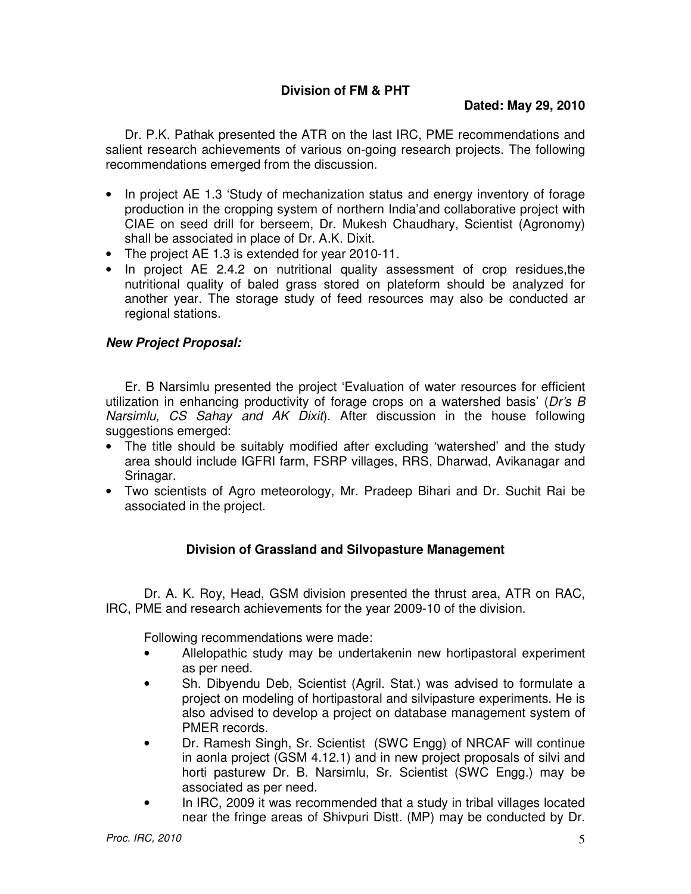**Division of FM & PHT**

**Dated: May 29, 2010**

Dr. P.K. Pathak presented the ATR on the last IRC, PME recommendations and salient research achievements of various on-going research projects. The following recommendations emerged from the discussion.

- In project AE 1.3 'Study of mechanization status and energy inventory of forage production in the cropping system of northern India'and collaborative project with CIAE on seed drill for berseem, Dr. Mukesh Chaudhary, Scientist (Agronomy) shall be associated in place of Dr. A.K. Dixit.
- The project AE 1.3 is extended for year 2010-11.
- In project AE 2.4.2 on nutritional quality assessment of crop residues,the nutritional quality of baled grass stored on plateform should be analyzed for another year. The storage study of feed resources may also be conducted ar regional stations.

***New Project Proposal:***

Er. B Narsimlu presented the project 'Evaluation of water resources for efficient utilization in enhancing productivity of forage crops on a watershed basis' (*Dr's B Narsimlu, CS Sahay and AK Dixit*). After discussion in the house following suggestions emerged:

- The title should be suitably modified after excluding 'watershed' and the study area should include IGFRI farm, FSRP villages, RRS, Dharwad, Avikanagar and Srinagar.
- Two scientists of Agro meteorology, Mr. Pradeep Bihari and Dr. Suchit Rai be associated in the project.

**Division of Grassland and Silvopasture Management**

Dr. A. K. Roy, Head, GSM division presented the thrust area, ATR on RAC, IRC, PME and research achievements for the year 2009-10 of the division.

Following recommendations were made:

- Allelopathic study may be undertakenin new hortipastoral experiment as per need.
- Sh. Dibyendu Deb, Scientist (Agril. Stat.) was advised to formulate a project on modeling of hortipastoral and silvipasture experiments. He is also advised to develop a project on database management system of PMER records.
- Dr. Ramesh Singh, Sr. Scientist (SWC Engg) of NRCAF will continue in aonla project (GSM 4.12.1) and in new project proposals of silvi and horti pasturew Dr. B. Narsimlu, Sr. Scientist (SWC Engg.) may be associated as per need.
- In IRC, 2009 it was recommended that a study in tribal villages located near the fringe areas of Shivpuri Distt. (MP) may be conducted by Dr.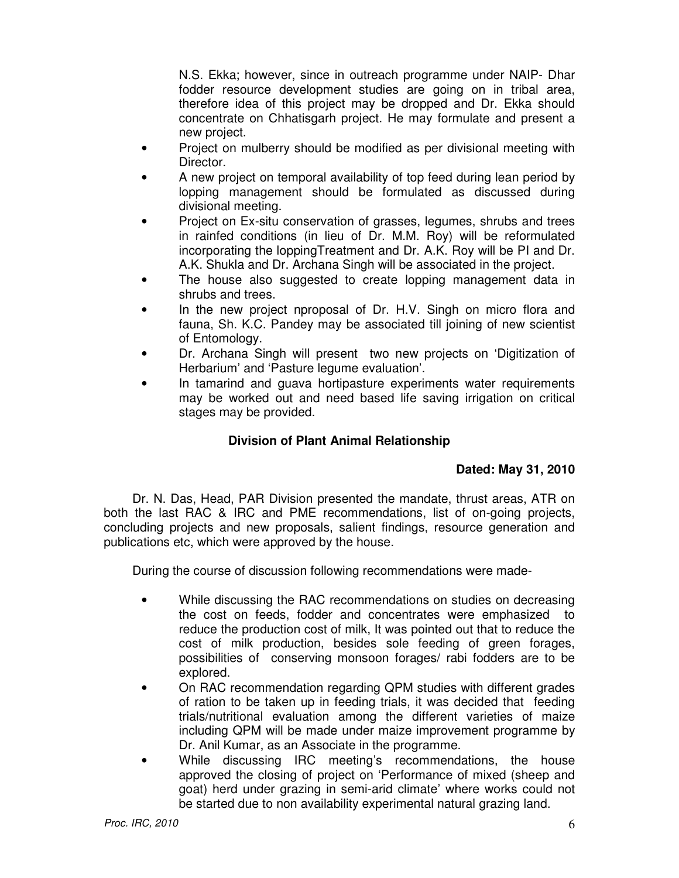N.S. Ekka; however, since in outreach programme under NAIP- Dhar fodder resource development studies are going on in tribal area, therefore idea of this project may be dropped and Dr. Ekka should concentrate on Chhatisgarh project. He may formulate and present a new project.

- Project on mulberry should be modified as per divisional meeting with Director.
- A new project on temporal availability of top feed during lean period by lopping management should be formulated as discussed during divisional meeting.
- Project on Ex-situ conservation of grasses, legumes, shrubs and trees in rainfed conditions (in lieu of Dr. M.M. Roy) will be reformulated incorporating the loppingTreatment and Dr. A.K. Roy will be PI and Dr. A.K. Shukla and Dr. Archana Singh will be associated in the project.
- The house also suggested to create lopping management data in shrubs and trees.
- In the new project nproposal of Dr. H.V. Singh on micro flora and fauna, Sh. K.C. Pandey may be associated till joining of new scientist of Entomology.
- Dr. Archana Singh will present two new projects on 'Digitization of Herbarium' and 'Pasture legume evaluation'.
- In tamarind and guava hortipasture experiments water requirements may be worked out and need based life saving irrigation on critical stages may be provided.

## Division of Plant Animal Relationship

**Dated: May 31, 2010**

Dr. N. Das, Head, PAR Division presented the mandate, thrust areas, ATR on both the last RAC & IRC and PME recommendations, list of on-going projects, concluding projects and new proposals, salient findings, resource generation and publications etc, which were approved by the house.

During the course of discussion following recommendations were made-

- While discussing the RAC recommendations on studies on decreasing the cost on feeds, fodder and concentrates were emphasized to reduce the production cost of milk, It was pointed out that to reduce the cost of milk production, besides sole feeding of green forages, possibilities of conserving monsoon forages/ rabi fodders are to be explored.
- On RAC recommendation regarding QPM studies with different grades of ration to be taken up in feeding trials, it was decided that feeding trials/nutritional evaluation among the different varieties of maize including QPM will be made under maize improvement programme by Dr. Anil Kumar, as an Associate in the programme.
- While discussing IRC meeting's recommendations, the house approved the closing of project on 'Performance of mixed (sheep and goat) herd under grazing in semi-arid climate' where works could not be started due to non availability experimental natural grazing land.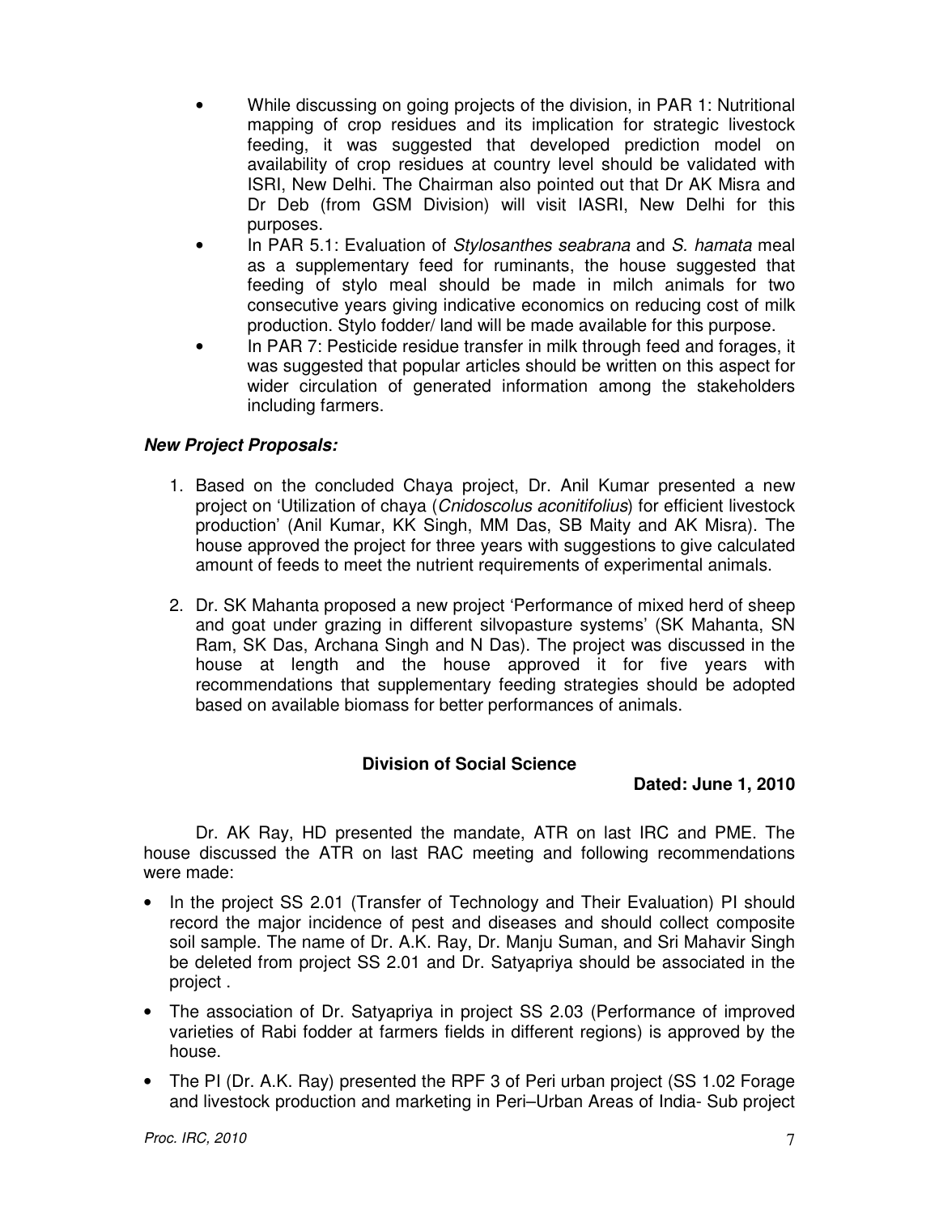- While discussing on going projects of the division, in PAR 1: Nutritional mapping of crop residues and its implication for strategic livestock feeding, it was suggested that developed prediction model on availability of crop residues at country level should be validated with ISRI, New Delhi. The Chairman also pointed out that Dr AK Misra and Dr Deb (from GSM Division) will visit IASRI, New Delhi for this purposes.
- In PAR 5.1: Evaluation of *Stylosanthes seabrana* and *S. hamata* meal as a supplementary feed for ruminants, the house suggested that feeding of stylo meal should be made in milch animals for two consecutive years giving indicative economics on reducing cost of milk production. Stylo fodder/ land will be made available for this purpose.
- In PAR 7: Pesticide residue transfer in milk through feed and forages, it was suggested that popular articles should be written on this aspect for wider circulation of generated information among the stakeholders including farmers.

***New Project Proposals:***

1. Based on the concluded Chaya project, Dr. Anil Kumar presented a new project on 'Utilization of chaya (*Cnidoscolus aconitifolius*) for efficient livestock production' (Anil Kumar, KK Singh, MM Das, SB Maity and AK Misra). The house approved the project for three years with suggestions to give calculated amount of feeds to meet the nutrient requirements of experimental animals.

2. Dr. SK Mahanta proposed a new project 'Performance of mixed herd of sheep and goat under grazing in different silvopasture systems' (SK Mahanta, SN Ram, SK Das, Archana Singh and N Das). The project was discussed in the house at length and the house approved it for five years with recommendations that supplementary feeding strategies should be adopted based on available biomass for better performances of animals.

### Division of Social Science

**Dated: June 1, 2010**

Dr. AK Ray, HD presented the mandate, ATR on last IRC and PME. The house discussed the ATR on last RAC meeting and following recommendations were made:

- In the project SS 2.01 (Transfer of Technology and Their Evaluation) PI should record the major incidence of pest and diseases and should collect composite soil sample. The name of Dr. A.K. Ray, Dr. Manju Suman, and Sri Mahavir Singh be deleted from project SS 2.01 and Dr. Satyapriya should be associated in the project .
- The association of Dr. Satyapriya in project SS 2.03 (Performance of improved varieties of Rabi fodder at farmers fields in different regions) is approved by the house.
- The PI (Dr. A.K. Ray) presented the RPF 3 of Peri urban project (SS 1.02 Forage and livestock production and marketing in Peri–Urban Areas of India- Sub project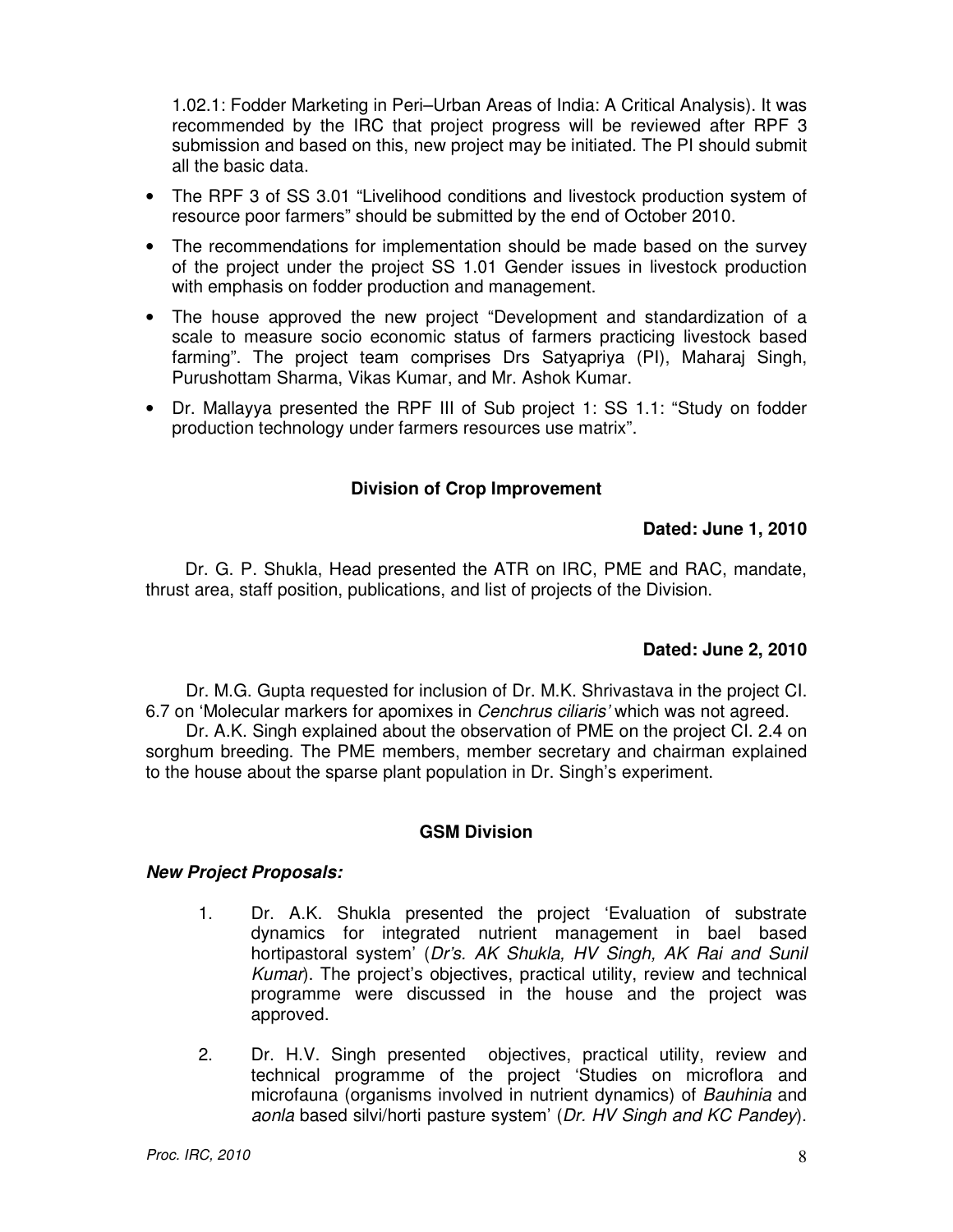1.02.1: Fodder Marketing in Peri–Urban Areas of India: A Critical Analysis). It was recommended by the IRC that project progress will be reviewed after RPF 3 submission and based on this, new project may be initiated. The PI should submit all the basic data.

- The RPF 3 of SS 3.01 "Livelihood conditions and livestock production system of resource poor farmers" should be submitted by the end of October 2010.
- The recommendations for implementation should be made based on the survey of the project under the project SS 1.01 Gender issues in livestock production with emphasis on fodder production and management.
- The house approved the new project "Development and standardization of a scale to measure socio economic status of farmers practicing livestock based farming". The project team comprises Drs Satyapriya (PI), Maharaj Singh, Purushottam Sharma, Vikas Kumar, and Mr. Ashok Kumar.
- Dr. Mallayya presented the RPF III of Sub project 1: SS 1.1: "Study on fodder production technology under farmers resources use matrix".

### Division of Crop Improvement

**Dated: June 1, 2010**

Dr. G. P. Shukla, Head presented the ATR on IRC, PME and RAC, mandate, thrust area, staff position, publications, and list of projects of the Division.

**Dated: June 2, 2010**

Dr. M.G. Gupta requested for inclusion of Dr. M.K. Shrivastava in the project CI. 6.7 on 'Molecular markers for apomixes in *Cenchrus ciliaris'* which was not agreed.

Dr. A.K. Singh explained about the observation of PME on the project CI. 2.4 on sorghum breeding. The PME members, member secretary and chairman explained to the house about the sparse plant population in Dr. Singh's experiment.

### GSM Division

***New Project Proposals:***

1. Dr. A.K. Shukla presented the project 'Evaluation of substrate dynamics for integrated nutrient management in bael based hortipastoral system' (*Dr's. AK Shukla, HV Singh, AK Rai and Sunil Kumar*). The project's objectives, practical utility, review and technical programme were discussed in the house and the project was approved.

2. Dr. H.V. Singh presented objectives, practical utility, review and technical programme of the project 'Studies on microflora and microfauna (organisms involved in nutrient dynamics) of *Bauhinia* and *aonla* based silvi/horti pasture system' (*Dr. HV Singh and KC Pandey*).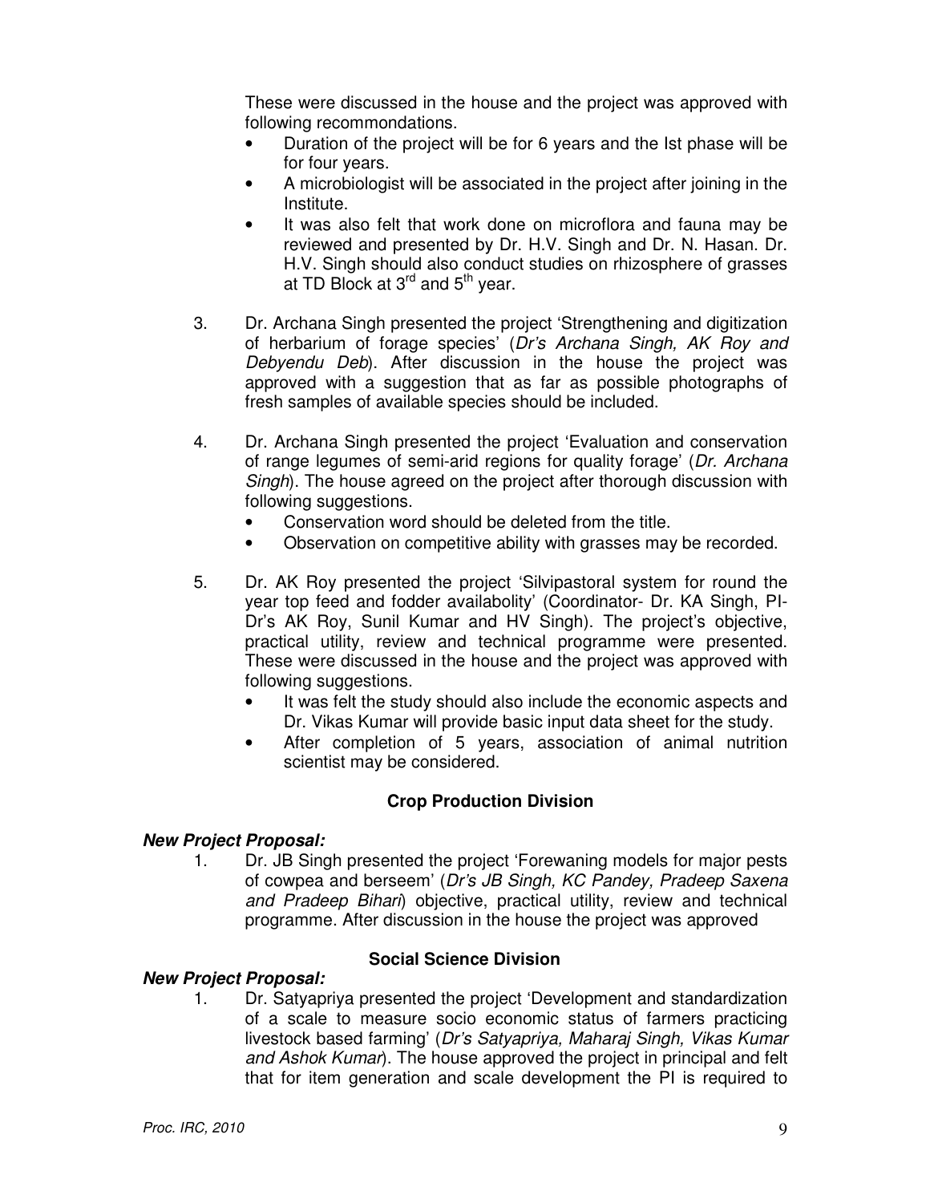These were discussed in the house and the project was approved with following recommondations.

- Duration of the project will be for 6 years and the Ist phase will be for four years.
- A microbiologist will be associated in the project after joining in the Institute.
- It was also felt that work done on microflora and fauna may be reviewed and presented by Dr. H.V. Singh and Dr. N. Hasan. Dr. H.V. Singh should also conduct studies on rhizosphere of grasses at TD Block at 3rd and 5th year.

3. Dr. Archana Singh presented the project 'Strengthening and digitization of herbarium of forage species' (*Dr's Archana Singh, AK Roy and Debyendu Deb*). After discussion in the house the project was approved with a suggestion that as far as possible photographs of fresh samples of available species should be included.

4. Dr. Archana Singh presented the project 'Evaluation and conservation of range legumes of semi-arid regions for quality forage' (*Dr. Archana Singh*). The house agreed on the project after thorough discussion with following suggestions.
   - Conservation word should be deleted from the title.
   - Observation on competitive ability with grasses may be recorded.

5. Dr. AK Roy presented the project 'Silvipastoral system for round the year top feed and fodder availabolity' (Coordinator- Dr. KA Singh, PI- Dr's AK Roy, Sunil Kumar and HV Singh). The project's objective, practical utility, review and technical programme were presented. These were discussed in the house and the project was approved with following suggestions.
   - It was felt the study should also include the economic aspects and Dr. Vikas Kumar will provide basic input data sheet for the study.
   - After completion of 5 years, association of animal nutrition scientist may be considered.

## Crop Production Division

***New Project Proposal:***

1. Dr. JB Singh presented the project 'Forewaning models for major pests of cowpea and berseem' (*Dr's JB Singh, KC Pandey, Pradeep Saxena and Pradeep Bihari*) objective, practical utility, review and technical programme. After discussion in the house the project was approved

## Social Science Division

***New Project Proposal:***

1. Dr. Satyapriya presented the project 'Development and standardization of a scale to measure socio economic status of farmers practicing livestock based farming' (*Dr's Satyapriya, Maharaj Singh, Vikas Kumar and Ashok Kumar*). The house approved the project in principal and felt that for item generation and scale development the PI is required to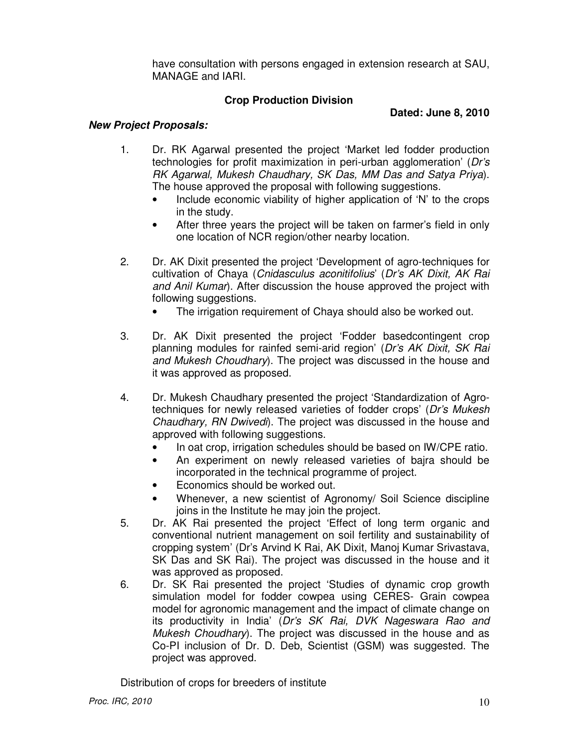have consultation with persons engaged in extension research at SAU, MANAGE and IARI.

**Crop Production Division**

**Dated: June 8, 2010**

***New Project Proposals:***

1. Dr. RK Agarwal presented the project 'Market led fodder production technologies for profit maximization in peri-urban agglomeration' (*Dr's RK Agarwal, Mukesh Chaudhary, SK Das, MM Das and Satya Priya*). The house approved the proposal with following suggestions.
   - Include economic viability of higher application of 'N' to the crops in the study.
   - After three years the project will be taken on farmer's field in only one location of NCR region/other nearby location.

2. Dr. AK Dixit presented the project 'Development of agro-techniques for cultivation of Chaya (*Cnidasculus aconitifolius*' (*Dr's AK Dixit, AK Rai and Anil Kumar*). After discussion the house approved the project with following suggestions.
   - The irrigation requirement of Chaya should also be worked out.

3. Dr. AK Dixit presented the project 'Fodder basedcontingent crop planning modules for rainfed semi-arid region' (*Dr's AK Dixit, SK Rai and Mukesh Choudhary*). The project was discussed in the house and it was approved as proposed.

4. Dr. Mukesh Chaudhary presented the project 'Standardization of Agro-techniques for newly released varieties of fodder crops' (*Dr's Mukesh Chaudhary, RN Dwivedi*). The project was discussed in the house and approved with following suggestions.
   - In oat crop, irrigation schedules should be based on IW/CPE ratio.
   - An experiment on newly released varieties of bajra should be incorporated in the technical programme of project.
   - Economics should be worked out.
   - Whenever, a new scientist of Agronomy/ Soil Science discipline joins in the Institute he may join the project.
5. Dr. AK Rai presented the project 'Effect of long term organic and conventional nutrient management on soil fertility and sustainability of cropping system' (Dr's Arvind K Rai, AK Dixit, Manoj Kumar Srivastava, SK Das and SK Rai). The project was discussed in the house and it was approved as proposed.
6. Dr. SK Rai presented the project 'Studies of dynamic crop growth simulation model for fodder cowpea using CERES- Grain cowpea model for agronomic management and the impact of climate change on its productivity in India' (*Dr's SK Rai, DVK Nageswara Rao and Mukesh Choudhary*). The project was discussed in the house and as Co-PI inclusion of Dr. D. Deb, Scientist (GSM) was suggested. The project was approved.

Distribution of crops for breeders of institute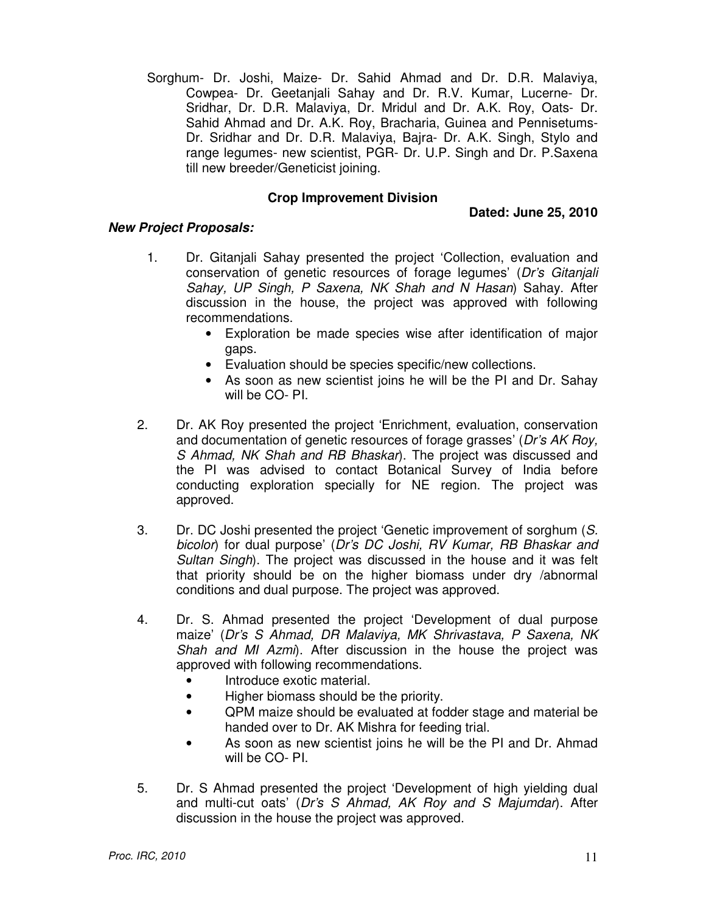Sorghum- Dr. Joshi, Maize- Dr. Sahid Ahmad and Dr. D.R. Malaviya, Cowpea- Dr. Geetanjali Sahay and Dr. R.V. Kumar, Lucerne- Dr. Sridhar, Dr. D.R. Malaviya, Dr. Mridul and Dr. A.K. Roy, Oats- Dr. Sahid Ahmad and Dr. A.K. Roy, Bracharia, Guinea and Pennisetums- Dr. Sridhar and Dr. D.R. Malaviya, Bajra- Dr. A.K. Singh, Stylo and range legumes- new scientist, PGR- Dr. U.P. Singh and Dr. P.Saxena till new breeder/Geneticist joining.

**Crop Improvement Division**

**Dated: June 25, 2010**

***New Project Proposals:***

1. Dr. Gitanjali Sahay presented the project 'Collection, evaluation and conservation of genetic resources of forage legumes' (*Dr's Gitanjali Sahay, UP Singh, P Saxena, NK Shah and N Hasan*) Sahay. After discussion in the house, the project was approved with following recommendations.
   - Exploration be made species wise after identification of major gaps.
   - Evaluation should be species specific/new collections.
   - As soon as new scientist joins he will be the PI and Dr. Sahay will be CO- PI.

2. Dr. AK Roy presented the project 'Enrichment, evaluation, conservation and documentation of genetic resources of forage grasses' (*Dr's AK Roy, S Ahmad, NK Shah and RB Bhaskar*). The project was discussed and the PI was advised to contact Botanical Survey of India before conducting exploration specially for NE region. The project was approved.

3. Dr. DC Joshi presented the project 'Genetic improvement of sorghum (*S. bicolor*) for dual purpose' (*Dr's DC Joshi, RV Kumar, RB Bhaskar and Sultan Singh*). The project was discussed in the house and it was felt that priority should be on the higher biomass under dry /abnormal conditions and dual purpose. The project was approved.

4. Dr. S. Ahmad presented the project 'Development of dual purpose maize' (*Dr's S Ahmad, DR Malaviya, MK Shrivastava, P Saxena, NK Shah and MI Azmi*). After discussion in the house the project was approved with following recommendations.
   - Introduce exotic material.
   - Higher biomass should be the priority.
   - QPM maize should be evaluated at fodder stage and material be handed over to Dr. AK Mishra for feeding trial.
   - As soon as new scientist joins he will be the PI and Dr. Ahmad will be CO- PI.

5. Dr. S Ahmad presented the project 'Development of high yielding dual and multi-cut oats' (*Dr's S Ahmad, AK Roy and S Majumdar*). After discussion in the house the project was approved.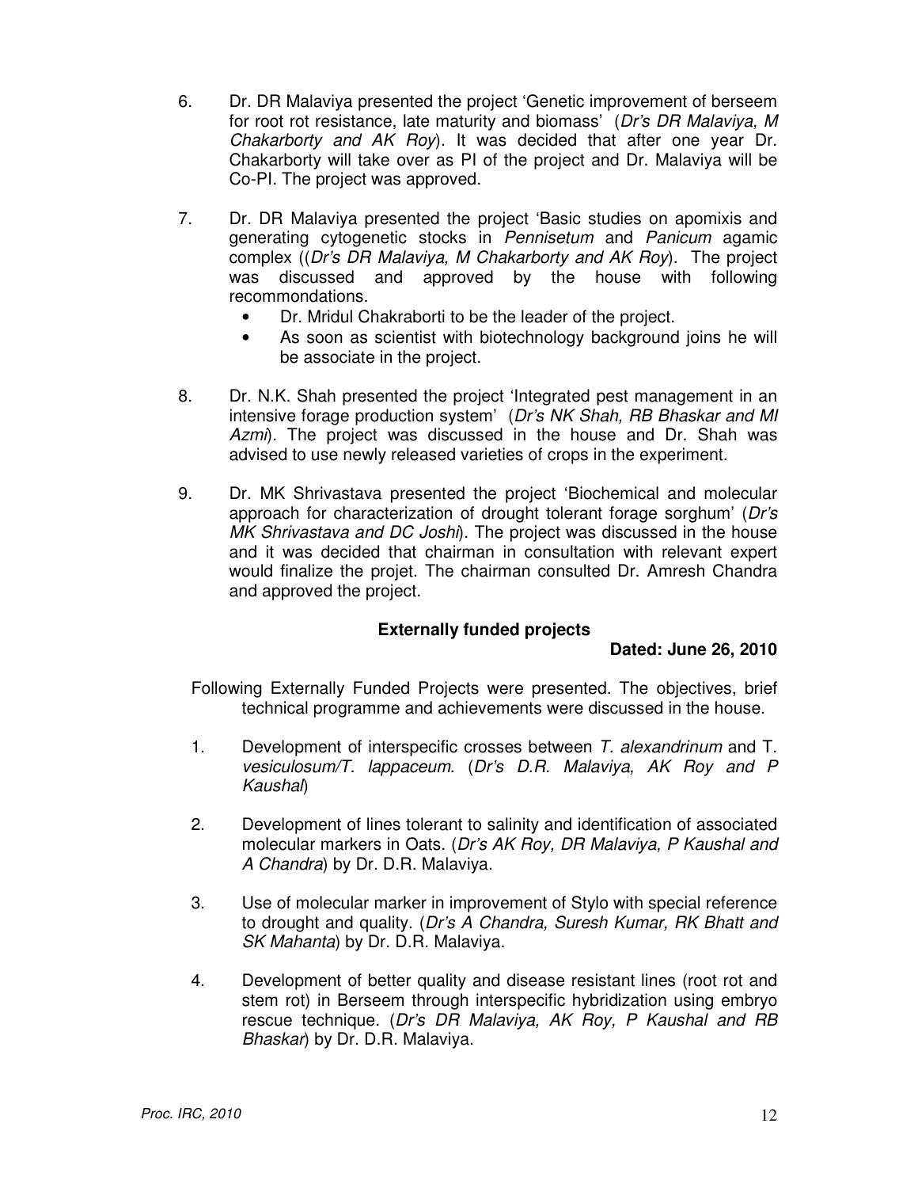6. Dr. DR Malaviya presented the project 'Genetic improvement of berseem for root rot resistance, late maturity and biomass' (*Dr's DR Malaviya, M Chakarborty and AK Roy*). It was decided that after one year Dr. Chakarborty will take over as PI of the project and Dr. Malaviya will be Co-PI. The project was approved.

7. Dr. DR Malaviya presented the project 'Basic studies on apomixis and generating cytogenetic stocks in *Pennisetum* and *Panicum* agamic complex ((*Dr's DR Malaviya, M Chakarborty and AK Roy*). The project was discussed and approved by the house with following recommondations.
   - Dr. Mridul Chakraborti to be the leader of the project.
   - As soon as scientist with biotechnology background joins he will be associate in the project.

8. Dr. N.K. Shah presented the project 'Integrated pest management in an intensive forage production system' (*Dr's NK Shah, RB Bhaskar and MI Azmi*). The project was discussed in the house and Dr. Shah was advised to use newly released varieties of crops in the experiment.

9. Dr. MK Shrivastava presented the project 'Biochemical and molecular approach for characterization of drought tolerant forage sorghum' (*Dr's MK Shrivastava and DC Joshi*). The project was discussed in the house and it was decided that chairman in consultation with relevant expert would finalize the projet. The chairman consulted Dr. Amresh Chandra and approved the project.

**Externally funded projects**

**Dated: June 26, 2010**

Following Externally Funded Projects were presented. The objectives, brief technical programme and achievements were discussed in the house.

1. Development of interspecific crosses between *T. alexandrinum* and T. *vesiculosum/T. lappaceum*. (*Dr's D.R. Malaviya, AK Roy and P Kaushal*)

2. Development of lines tolerant to salinity and identification of associated molecular markers in Oats. (*Dr's AK Roy, DR Malaviya, P Kaushal and A Chandra*) by Dr. D.R. Malaviya.

3. Use of molecular marker in improvement of Stylo with special reference to drought and quality. (*Dr's A Chandra, Suresh Kumar, RK Bhatt and SK Mahanta*) by Dr. D.R. Malaviya.

4. Development of better quality and disease resistant lines (root rot and stem rot) in Berseem through interspecific hybridization using embryo rescue technique. (*Dr's DR Malaviya, AK Roy, P Kaushal and RB Bhaskar*) by Dr. D.R. Malaviya.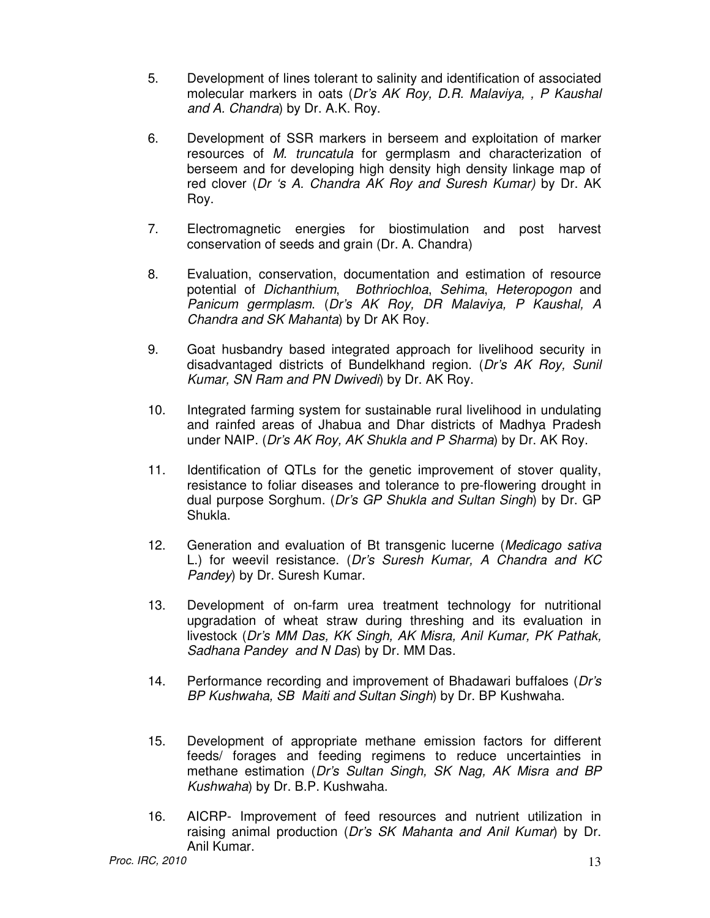5. Development of lines tolerant to salinity and identification of associated molecular markers in oats (*Dr's AK Roy, D.R. Malaviya, , P Kaushal and A. Chandra*) by Dr. A.K. Roy.

6. Development of SSR markers in berseem and exploitation of marker resources of *M. truncatula* for germplasm and characterization of berseem and for developing high density high density linkage map of red clover (*Dr 's A. Chandra AK Roy and Suresh Kumar)* by Dr. AK Roy.

7. Electromagnetic energies for biostimulation and post harvest conservation of seeds and grain (Dr. A. Chandra)

8. Evaluation, conservation, documentation and estimation of resource potential of *Dichanthium*, *Bothriochloa*, *Sehima*, *Heteropogon* and *Panicum germplasm*. (*Dr's AK Roy, DR Malaviya, P Kaushal, A Chandra and SK Mahanta*) by Dr AK Roy.

9. Goat husbandry based integrated approach for livelihood security in disadvantaged districts of Bundelkhand region. (*Dr's AK Roy, Sunil Kumar, SN Ram and PN Dwivedi*) by Dr. AK Roy.

10. Integrated farming system for sustainable rural livelihood in undulating and rainfed areas of Jhabua and Dhar districts of Madhya Pradesh under NAIP. (*Dr's AK Roy, AK Shukla and P Sharma*) by Dr. AK Roy.

11. Identification of QTLs for the genetic improvement of stover quality, resistance to foliar diseases and tolerance to pre-flowering drought in dual purpose Sorghum. (*Dr's GP Shukla and Sultan Singh*) by Dr. GP Shukla.

12. Generation and evaluation of Bt transgenic lucerne (*Medicago sativa* L.) for weevil resistance. (*Dr's Suresh Kumar, A Chandra and KC Pandey*) by Dr. Suresh Kumar.

13. Development of on-farm urea treatment technology for nutritional upgradation of wheat straw during threshing and its evaluation in livestock (*Dr's MM Das, KK Singh, AK Misra, Anil Kumar, PK Pathak, Sadhana Pandey and N Das*) by Dr. MM Das.

14. Performance recording and improvement of Bhadawari buffaloes (*Dr's BP Kushwaha, SB Maiti and Sultan Singh*) by Dr. BP Kushwaha.

15. Development of appropriate methane emission factors for different feeds/ forages and feeding regimens to reduce uncertainties in methane estimation (*Dr's Sultan Singh, SK Nag, AK Misra and BP Kushwaha*) by Dr. B.P. Kushwaha.

16. AICRP- Improvement of feed resources and nutrient utilization in raising animal production (*Dr's SK Mahanta and Anil Kumar*) by Dr. Anil Kumar.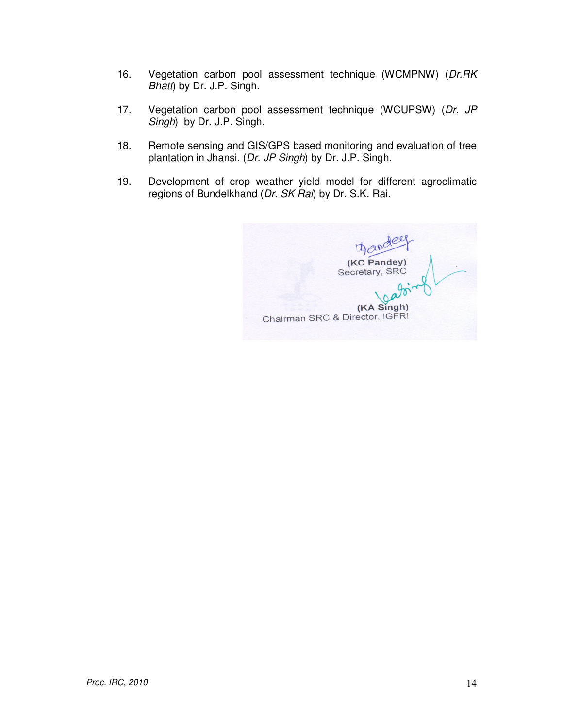16. Vegetation carbon pool assessment technique (WCMPNW) (*Dr.RK Bhatt*) by Dr. J.P. Singh.

17. Vegetation carbon pool assessment technique (WCUPSW) (*Dr. JP Singh*) by Dr. J.P. Singh.

18. Remote sensing and GIS/GPS based monitoring and evaluation of tree plantation in Jhansi. (*Dr. JP Singh*) by Dr. J.P. Singh.

19. Development of crop weather yield model for different agroclimatic regions of Bundelkhand (*Dr. SK Rai*) by Dr. S.K. Rai.

**(KC Pandey)**
Secretary, SRC

**(KA Singh)**
Chairman SRC & Director, IGFRI